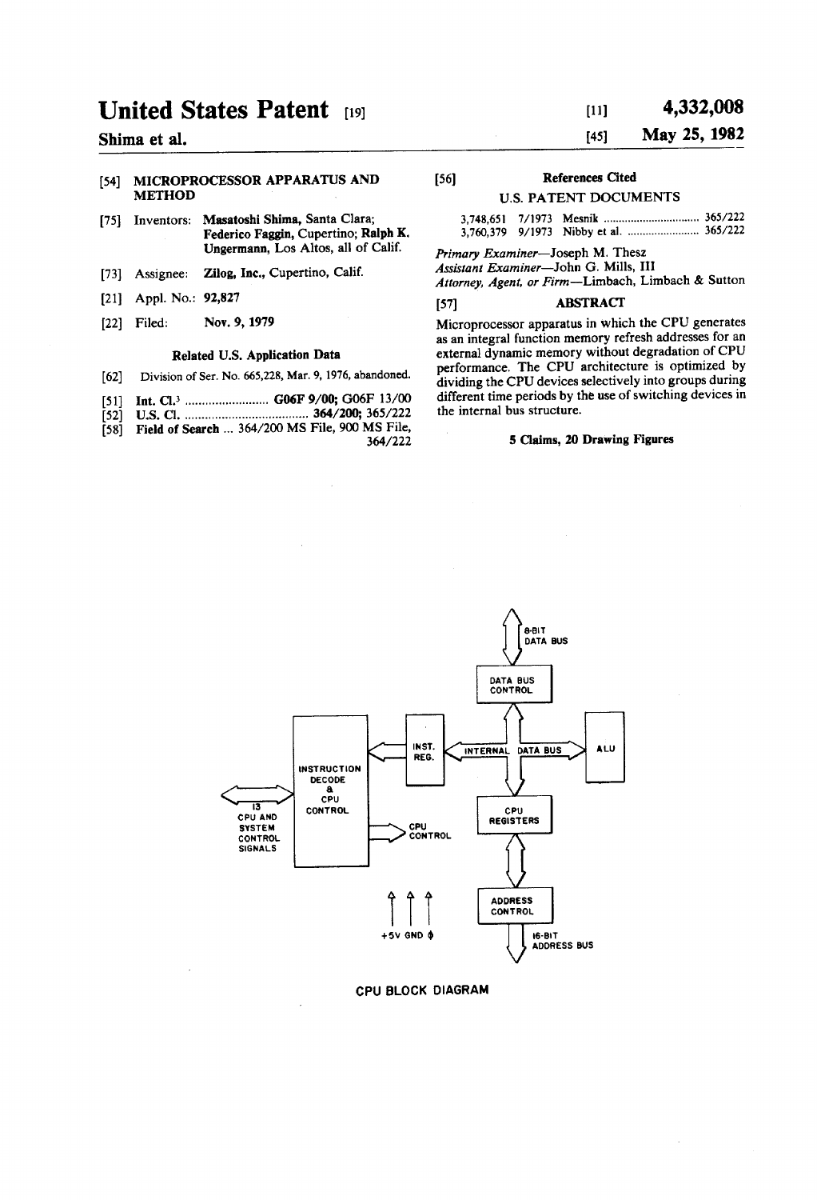# United States Patent [19]

**Shima et al.**

[11] **4,332,008**

[45] **May 25, 1982**

[54] **MICROPROCESSOR APPARATUS AND METHOD**

[75] Inventors: **Masatoshi Shima**, Santa Clara; **Federico Faggin**, Cupertino; **Ralph K. Ungermann**, Los Altos, all of Calif.

[73] Assignee: **Zilog, Inc.**, Cupertino, Calif.

[21] Appl. No.: **92,827**

[22] Filed: **Nov. 9, 1979**

**Related U.S. Application Data**

[62] Division of Ser. No. 665,228, Mar. 9, 1976, abandoned.

[51] **Int. Cl.**[3] ......................... **G06F 9/00; G06F 13/00**

[52] **U.S. Cl.** ..................................... **364/200;** 365/222

[58] **Field of Search** ... 364/200 MS File, 900 MS File, 364/222

[56] **References Cited**

U.S. PATENT DOCUMENTS

| | | | |
|---|---|---|---|
| 3,748,651 | 7/1973 | Mesnik | 365/222 |
| 3,760,379 | 9/1973 | Nibby et al. | 365/222 |

*Primary Examiner*—Joseph M. Thesz

*Assistant Examiner*—John G. Mills, III

*Attorney, Agent, or Firm*—Limbach, Limbach & Sutton

[57] **ABSTRACT**

Microprocessor apparatus in which the CPU generates as an integral function memory refresh addresses for an external dynamic memory without degradation of CPU performance. The CPU architecture is optimized by dividing the CPU devices selectively into groups during different time periods by the use of switching devices in the internal bus structure.

**5 Claims, 20 Drawing Figures**

CPU BLOCK DIAGRAM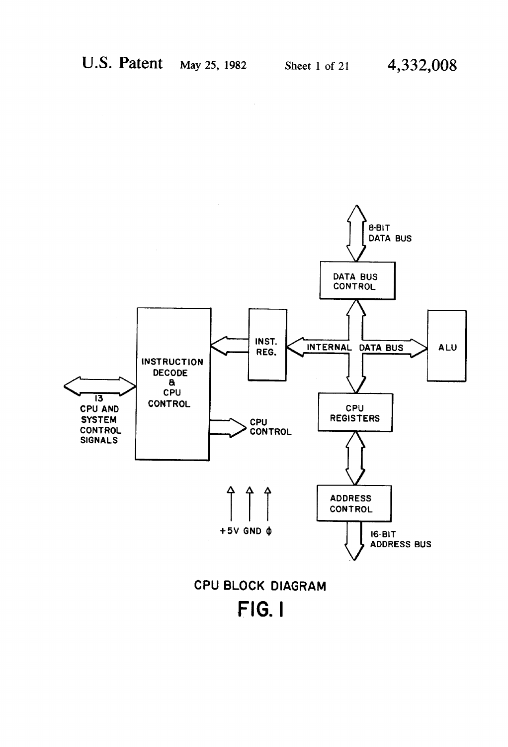8-BIT
DATA BUS

DATA BUS
CONTROL

INST.
REG.

INTERNAL DATA BUS

ALU

INSTRUCTION
DECODE
&
CPU
CONTROL

13
CPU AND
SYSTEM
CONTROL
SIGNALS

CPU
CONTROL

CPU
REGISTERS

ADDRESS
CONTROL

+5V GND ϕ

16-BIT
ADDRESS BUS

CPU BLOCK DIAGRAM

**FIG. 1**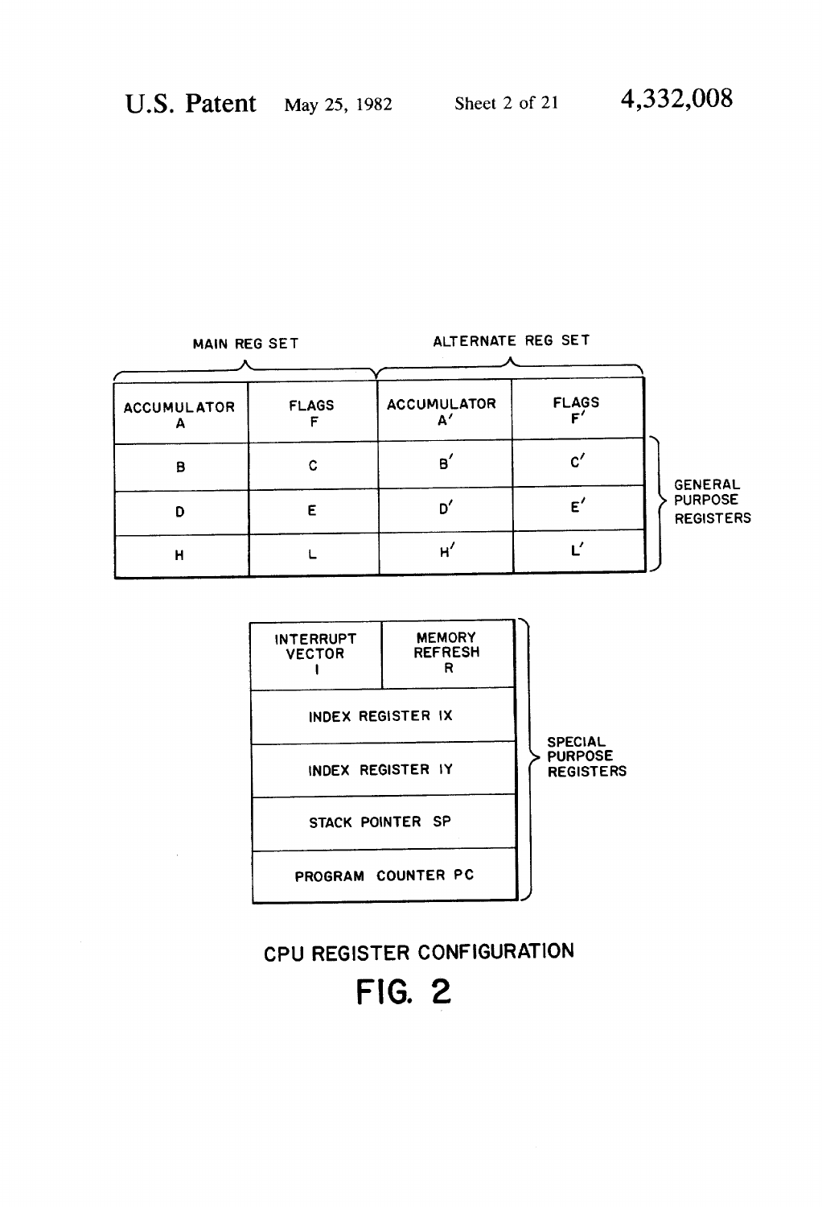| MAIN REG SET | | ALTERNATE REG SET | | |
|---|---|---|---|---|
| ACCUMULATOR A | FLAGS F | ACCUMULATOR A′ | FLAGS F′ | |
| B | C | B′ | C′ | GENERAL PURPOSE REGISTERS |
| D | E | D′ | E′ | |
| H | L | H′ | L′ | |

| | | |
|---|---|---|
| INTERRUPT VECTOR I | MEMORY REFRESH R | SPECIAL PURPOSE REGISTERS |
| INDEX REGISTER IX | | |
| INDEX REGISTER IY | | |
| STACK POINTER SP | | |
| PROGRAM COUNTER PC | | |

CPU REGISTER CONFIGURATION

FIG. 2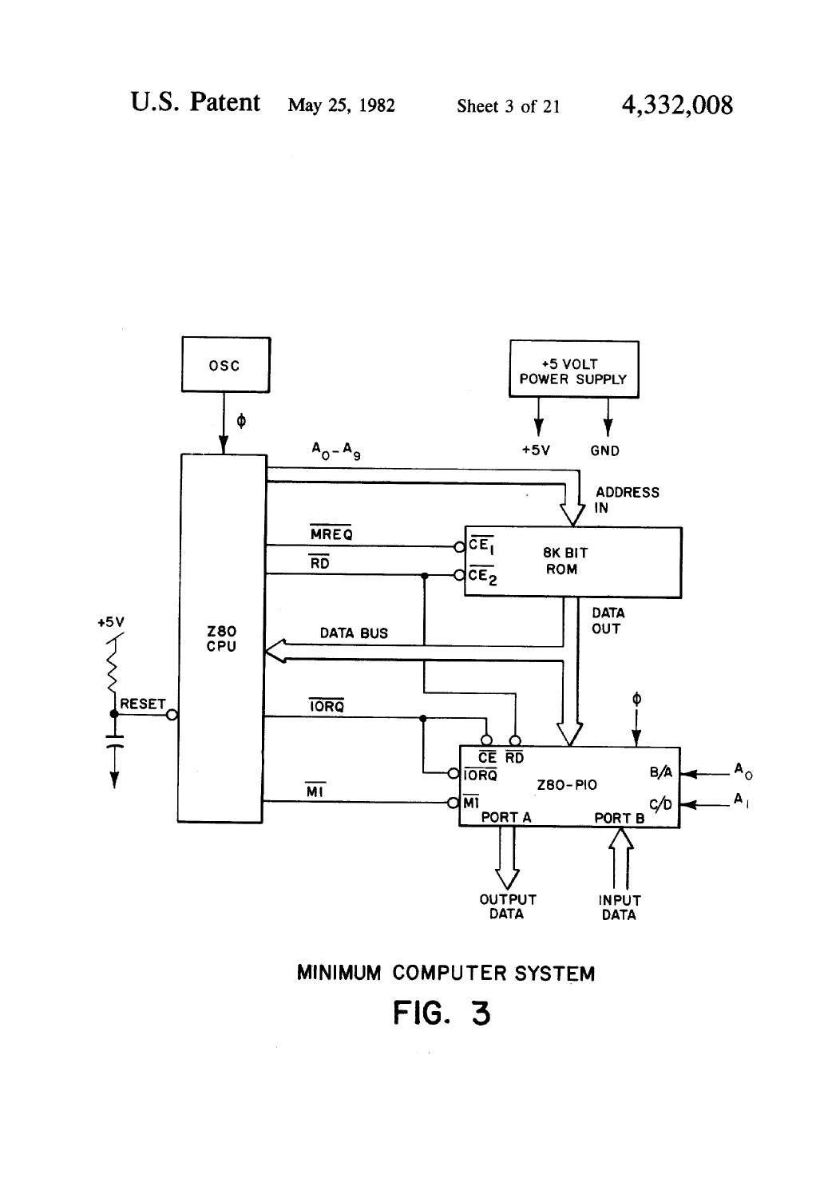MINIMUM COMPUTER SYSTEM

FIG. 3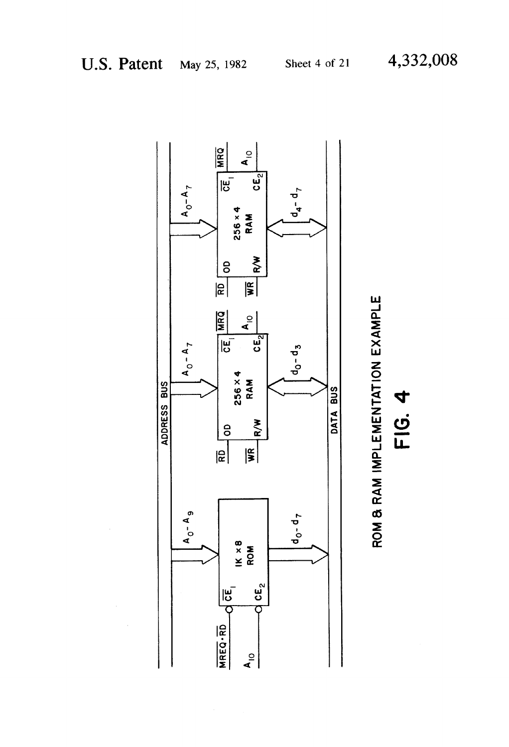ADDRESS BUS

$\overline{MREQ \cdot RD}$

$A_{10}$

$\overline{CE_1}$

$CE_2$

1K × 8 ROM

$A_0 - A_9$

$d_0 - d_7$

$\overline{RD}$

$\overline{WR}$

OD

R/W

256 × 4 RAM

$\overline{CE_1}$

$CE_2$

$\overline{MRQ}$

$A_{10}$

$A_0 - A_7$

$d_0 - d_3$

$\overline{RD}$

$\overline{WR}$

OD

R/W

256 × 4 RAM

$\overline{CE_1}$

$CE_2$

$\overline{MRQ}$

$A_{10}$

$A_0 - A_7$

$d_4 - d_7$

DATA BUS

ROM & RAM IMPLEMENTATION EXAMPLE

FIG. 4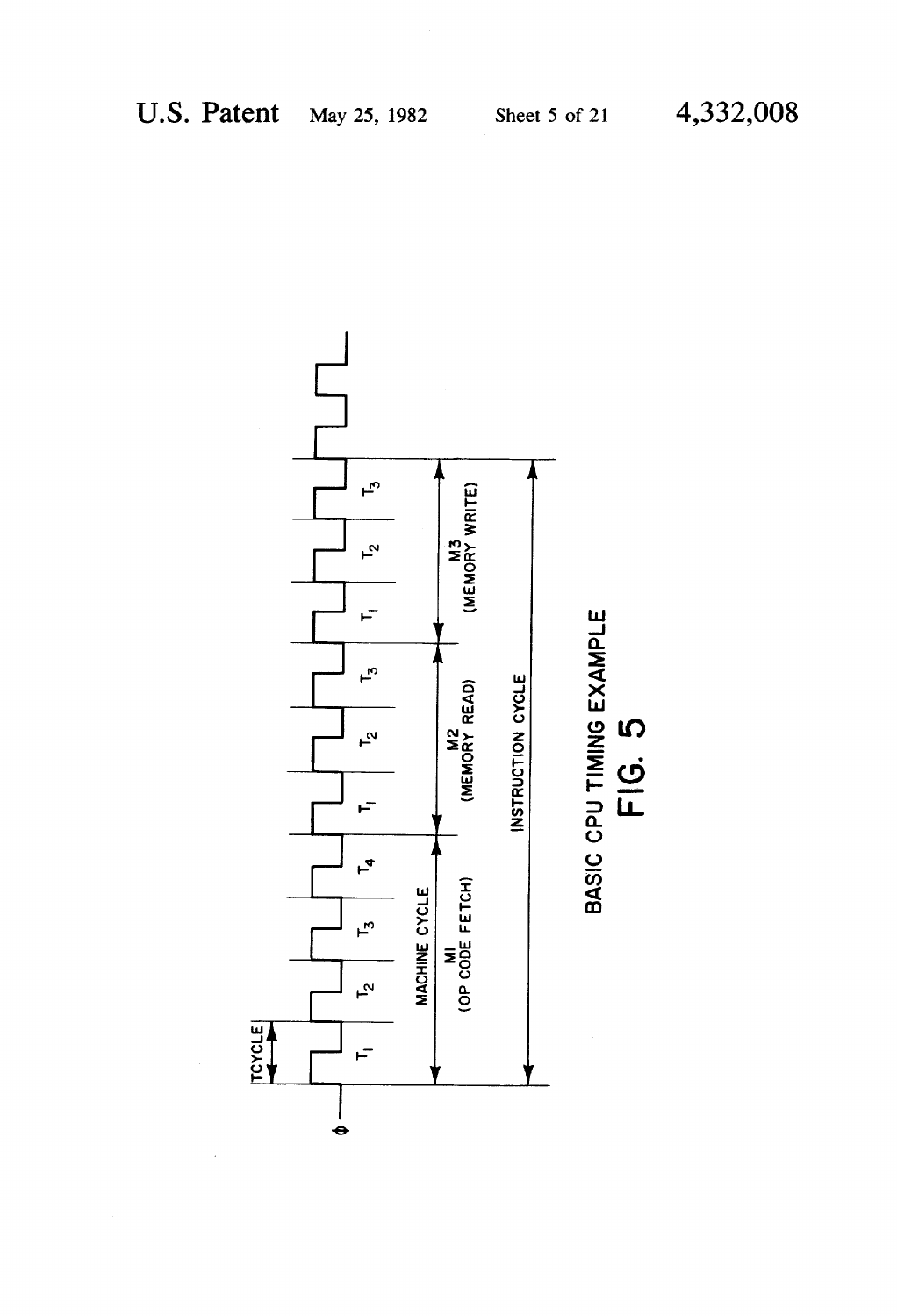BASIC CPU TIMING EXAMPLE

FIG. 5

Φ

TCYCLE

$T_1$ $T_2$ $T_3$ $T_4$ $T_1$ $T_2$ $T_3$ $T_1$ $T_2$ $T_3$

MACHINE CYCLE

MI (OP CODE FETCH)

M2 (MEMORY READ)

M3 (MEMORY WRITE)

INSTRUCTION CYCLE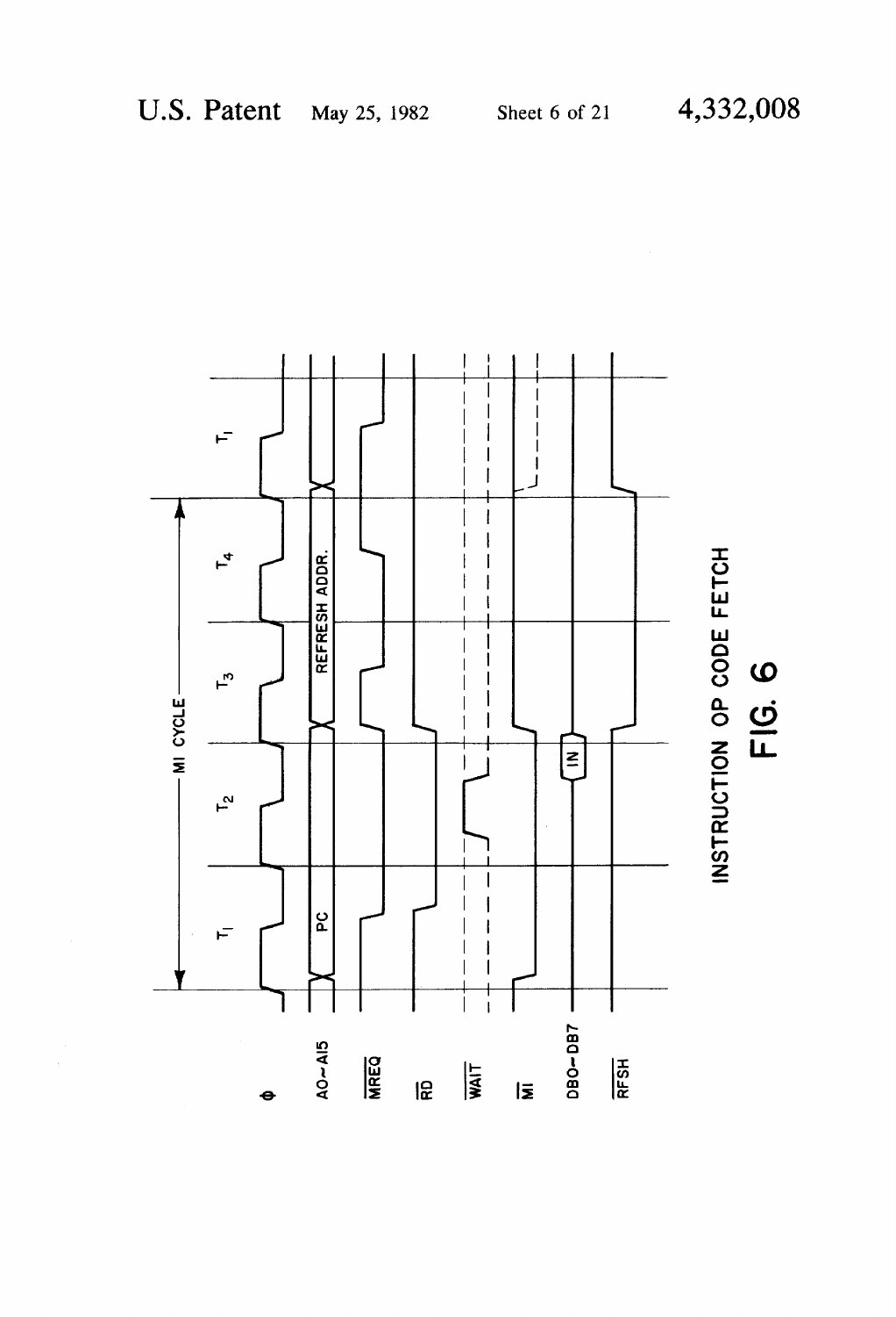INSTRUCTION OP CODE FETCH

FIG. 6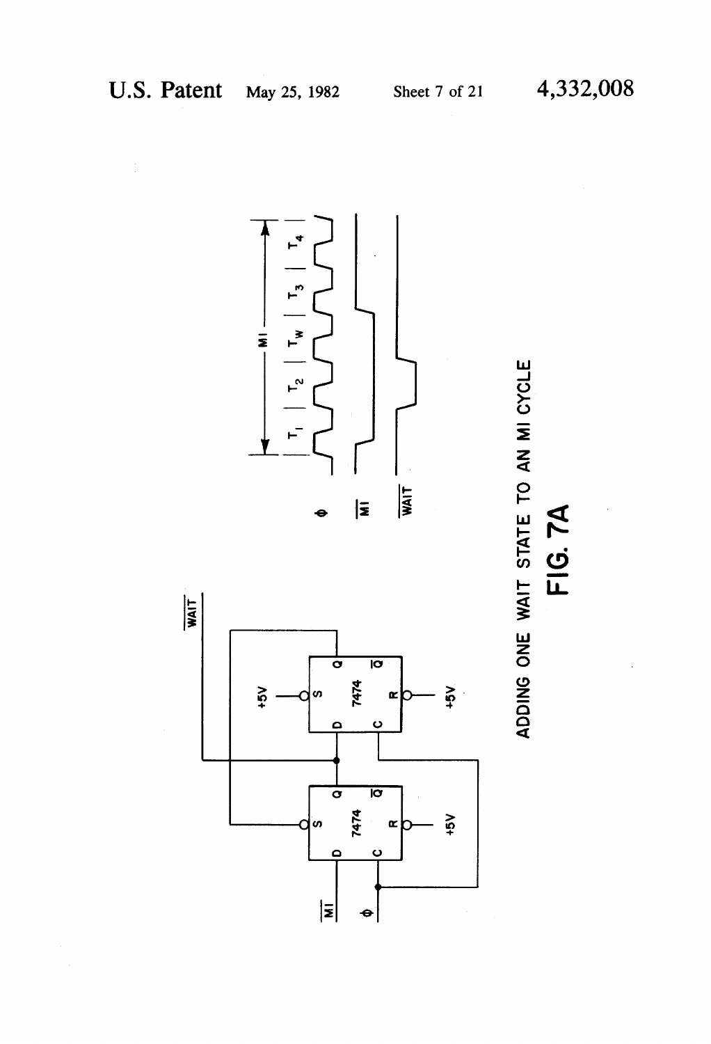ADDING ONE WAIT STATE TO AN MI CYCLE

FIG. 7A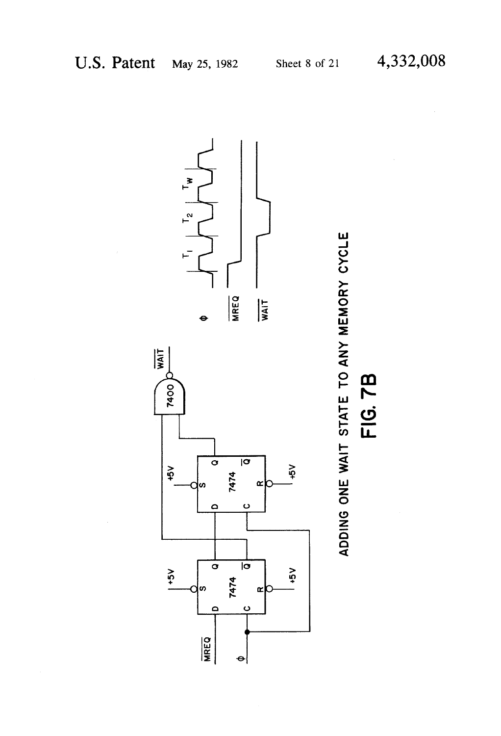ADDING ONE WAIT STATE TO ANY MEMORY CYCLE

FIG. 7B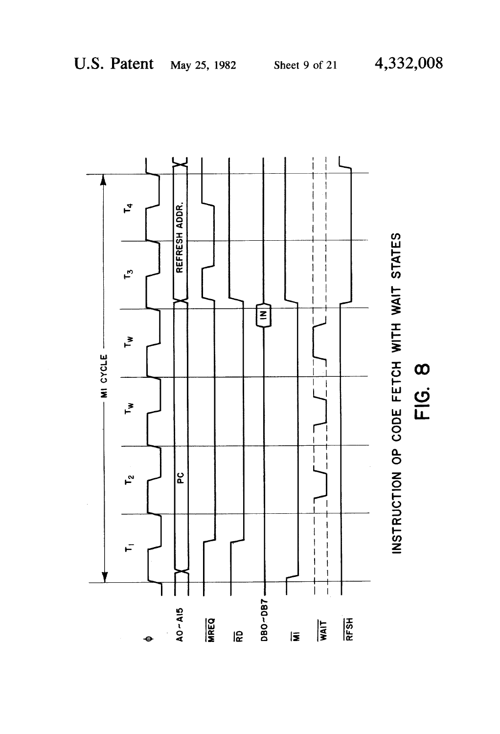INSTRUCTION OP CODE FETCH WITH WAIT STATES

FIG. 8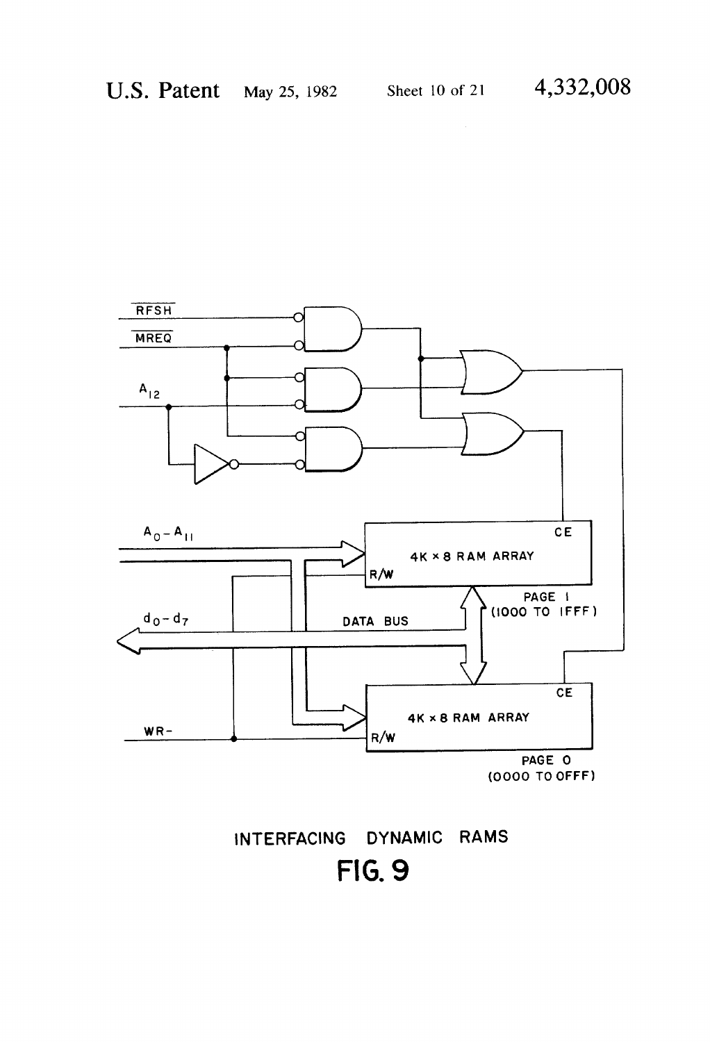RFSH

MREQ

$A_{12}$

$A_0 - A_{11}$

CE

4K × 8 RAM ARRAY

R/W

PAGE 1
(1000 TO 1FFF)

$d_0 - d_7$

DATA BUS

CE

4K × 8 RAM ARRAY

WR-

R/W

PAGE 0
(0000 TO 0FFF)

INTERFACING DYNAMIC RAMS

FIG. 9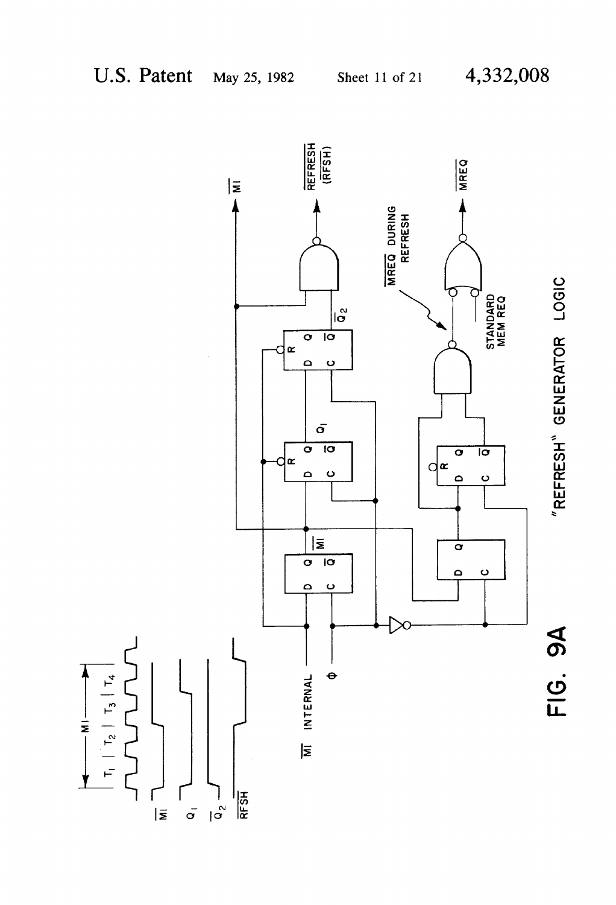"REFRESH" GENERATOR LOGIC

FIG. 9A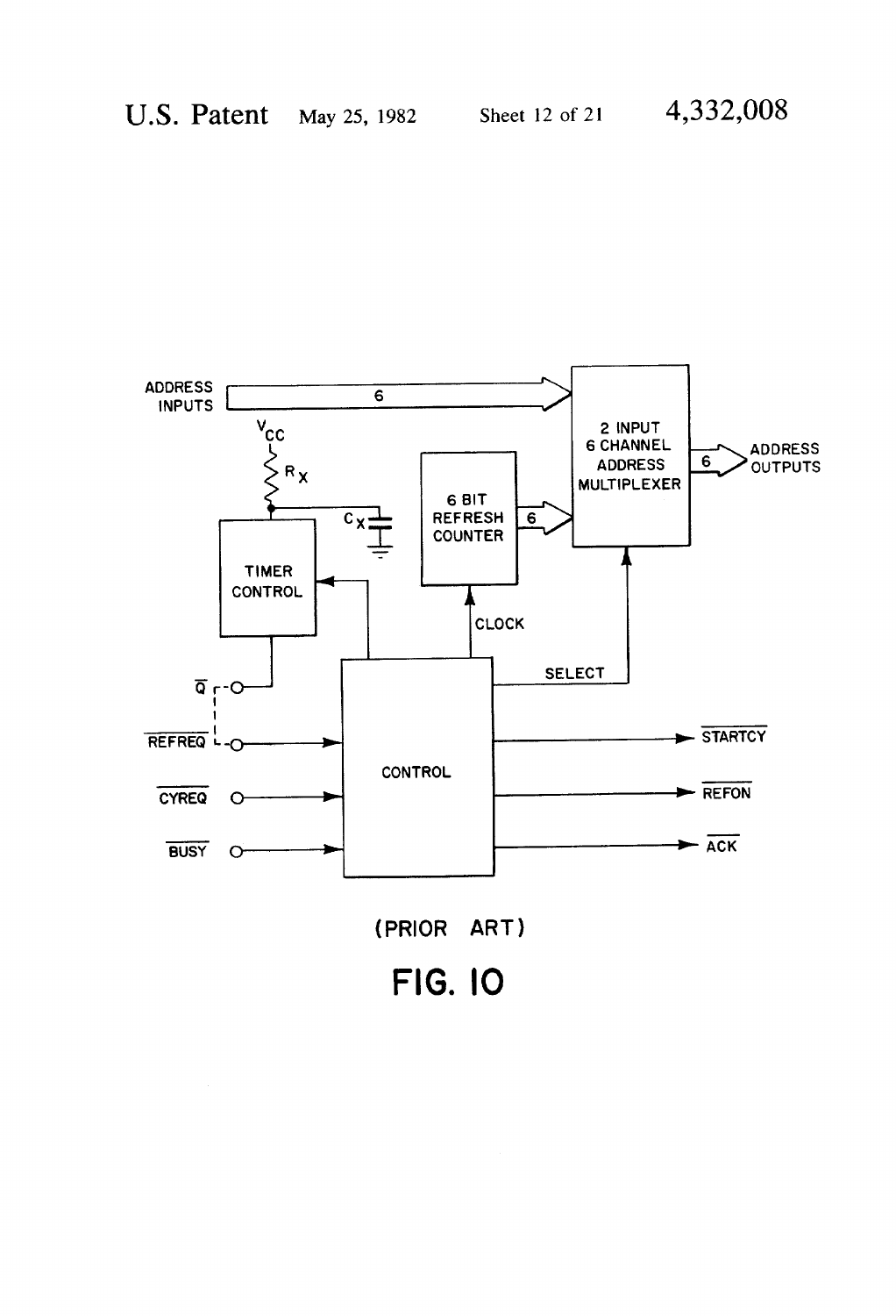ADDRESS INPUTS

6

$V_{CC}$

$R_X$

$C_X$

2 INPUT 6 CHANNEL ADDRESS MULTIPLEXER

6 BIT REFRESH COUNTER

6

6

ADDRESS OUTPUTS

TIMER CONTROL

CLOCK

SELECT

$\overline{Q}$

$\overline{REFREQ}$

$\overline{CYREQ}$

$\overline{BUSY}$

CONTROL

$\overline{STARTCY}$

$\overline{REFON}$

$\overline{ACK}$

(PRIOR ART)

FIG. 10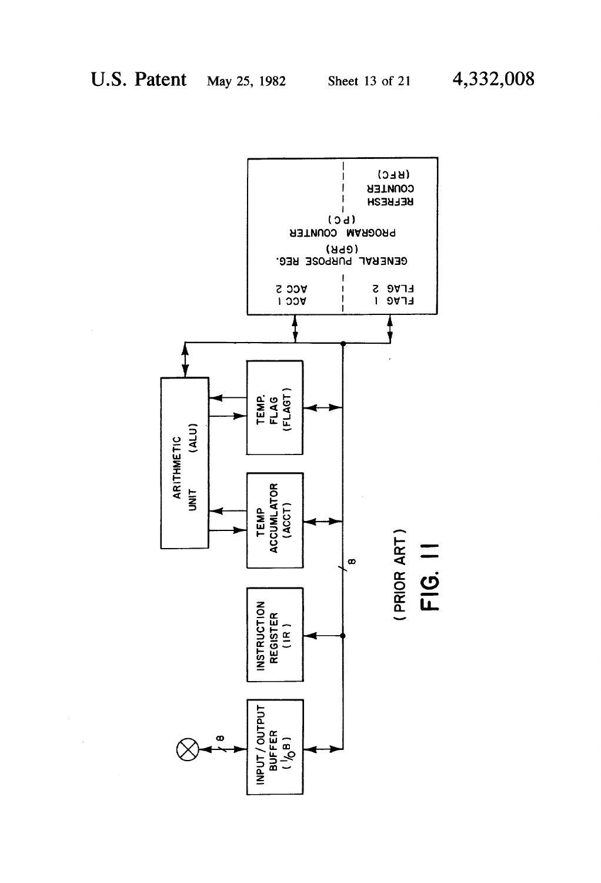INPUT / OUTPUT BUFFER (I/OB)

INSTRUCTION REGISTER (IR)

TEMP ACCUMLATOR (ACCT)

TEMP. FLAG (FLAGT)

ARITHMETIC UNIT (ALU)

ACC 1 | ACC 2

FLAG 1 | FLAG 2

GENERAL PURPOSE REG. (GPR)

PROGRAM COUNTER (PC)

REFRESH COUNTER (RFC)

8

8

(PRIOR ART)

FIG. 11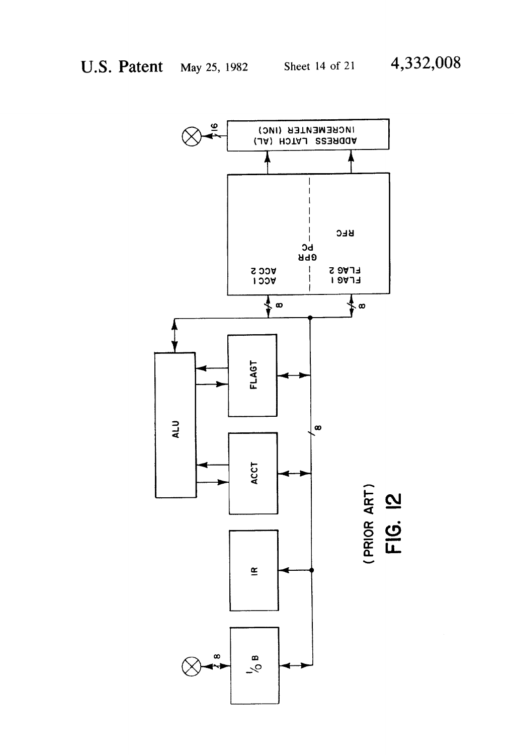(PRIOR ART)

FIG. 12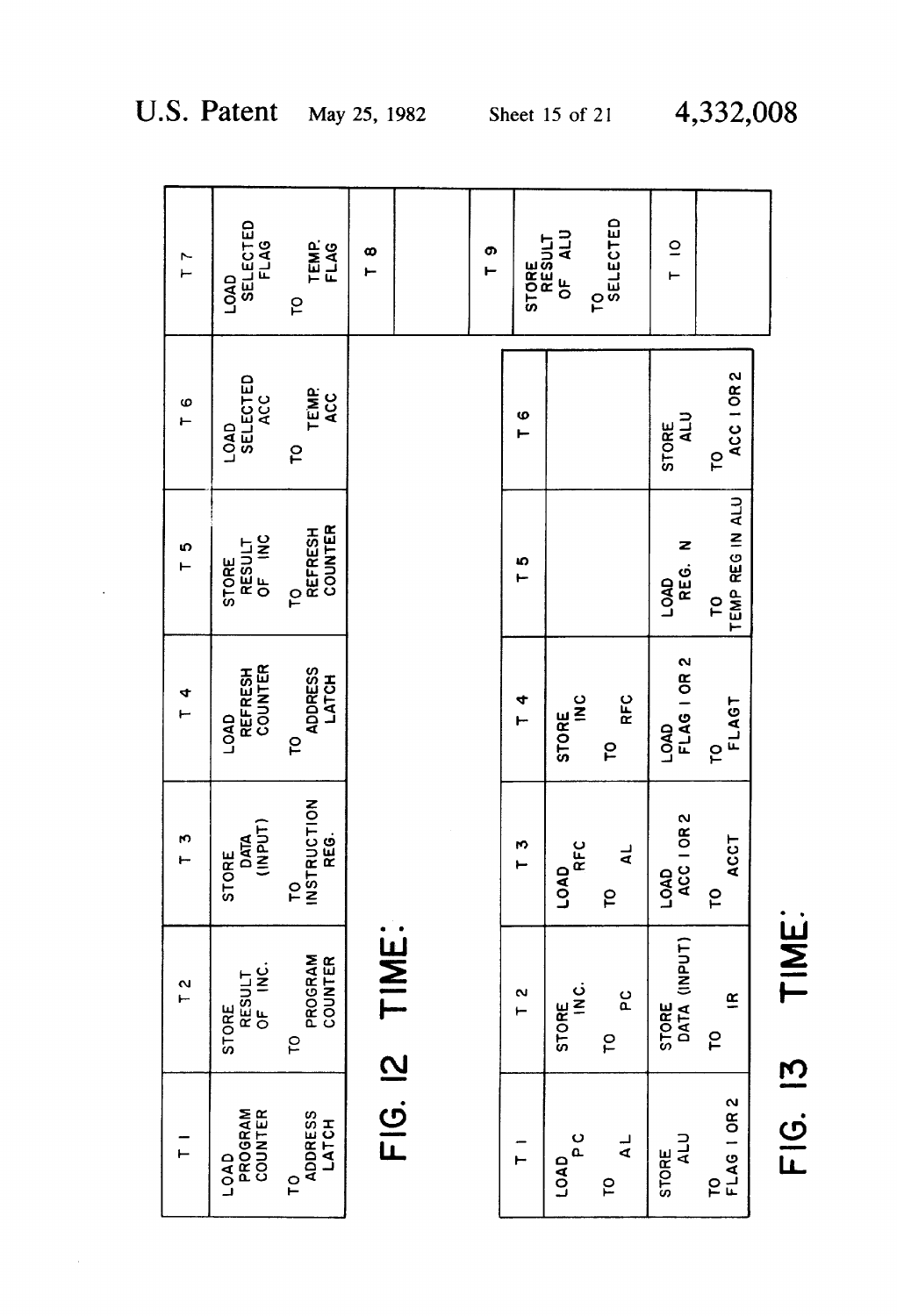| T 1 | T 2 | T 3 | T 4 | T 5 | T 6 | T 7 |
|---|---|---|---|---|---|---|
| LOAD PROGRAM COUNTER TO ADDRESS LATCH | STORE RESULT OF INC. TO PROGRAM COUNTER | STORE DATA (INPUT) TO INSTRUCTION REG. | LOAD REFRESH COUNTER TO ADDRESS LATCH | STORE RESULT OF INC TO REFRESH COUNTER | LOAD SELECTED ACC TO TEMP. ACC | LOAD SELECTED FLAG TO TEMP. FLAG |
| | | | | | | T 8 |
| | | | | | | |

FIG. 12 TIME:

| T 1 | T 2 | T 3 | T 4 | T 5 | T 6 | T 9 |
|---|---|---|---|---|---|---|
| LOAD P C TO AL | STORE INC. TO PC | LOAD RFC TO AL | STORE INC TO RFC | | | STORE RESULT OF ALU TO SELECTED |
| STORE ALU TO FLAG 1 OR 2 | STORE DATA (INPUT) TO IR | LOAD ACC 1 OR 2 TO ACCT | LOAD FLAG 1 OR 2 TO FLAGT | LOAD REG. N TO TEMP REG IN ALU | STORE ALU TO ACC 1 OR 2 | T 10 |
| | | | | | | |

FIG. 13 TIME: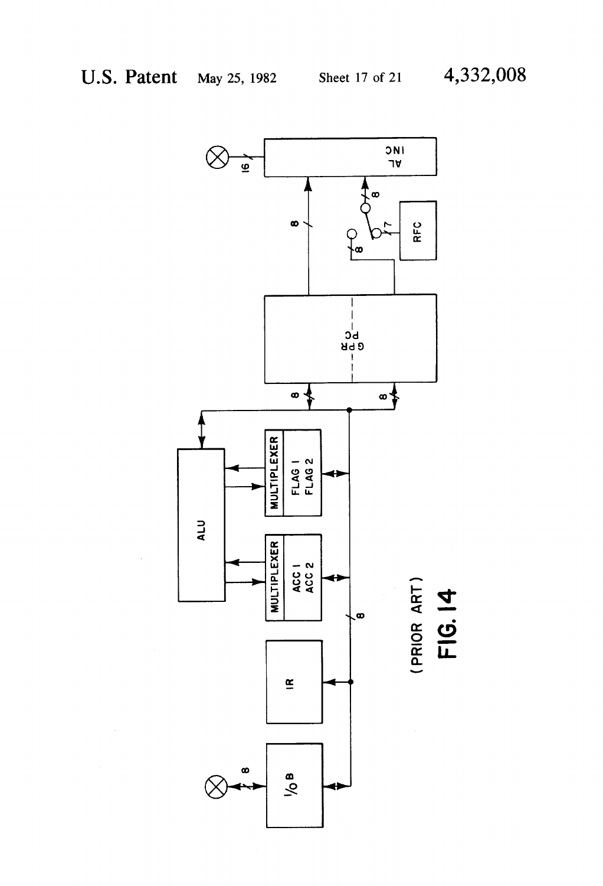(PRIOR ART)

FIG. 14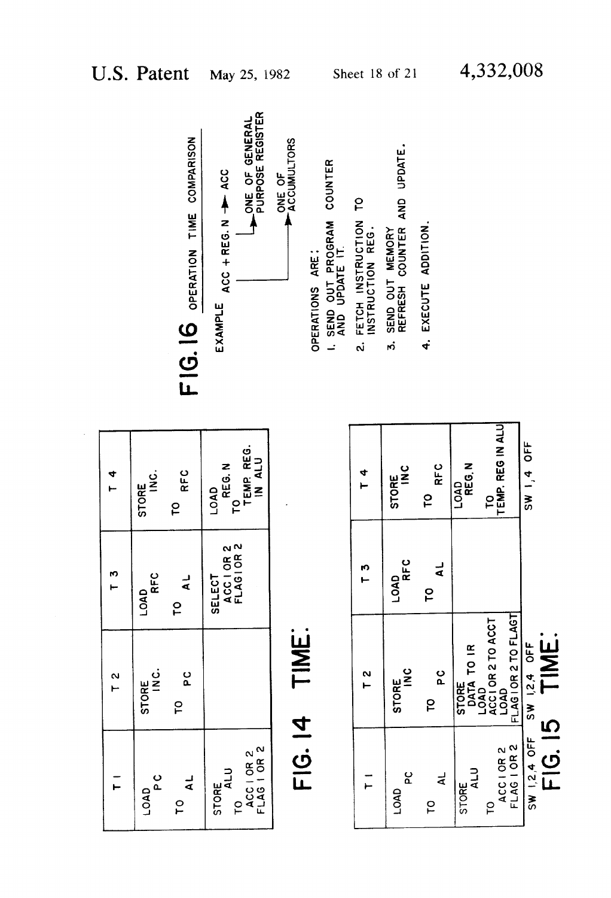## FIG. 14 TIME:

| T 1 | T 2 | T 3 | T 4 |
|---|---|---|---|
| LOAD PC TO AL | STORE INC. TO PC | LOAD RFC TO AL | STORE INC. TO RFC |
| STORE ALU TO ACC 1 OR 2 FLAG 1 OR 2 | | SELECT ACC 1 OR 2 FLAG 1 OR 2 | LOAD REG. N TO TEMP. REG. IN ALU |

## FIG. 15 TIME:

| T 1 | T 2 | T 3 | T 4 |
|---|---|---|---|
| LOAD PC TO AL | STORE INC TO PC | LOAD RFC TO AL | STORE INC TO RFC |
| STORE ALU TO ACC 1 OR 2 FLAG 1 OR 2 | STORE DATA TO IR LOAD ACC 1 OR 2 TO ACCT LOAD FLAG 1 OR 2 TO FLAGT | | LOAD REG. N TO TEMP. REG IN ALU |
| SW 1,2,4 OFF | SW 1,2,4 OFF | | SW 1,4 OFF |

## FIG. 16 OPERATION TIME COMPARISON

EXAMPLE ACC + REG. N → ACC

- REG. N: ONE OF GENERAL PURPOSE REGISTER
- ACC: ONE OF ACCUMULTORS

OPERATIONS ARE:

1. SEND OUT PROGRAM COUNTER AND UPDATE IT.
2. FETCH INSTRUCTION TO INSTRUCTION REG.
3. SEND OUT MEMORY REFRESH COUNTER AND UPDATE.
4. EXECUTE ADDITION.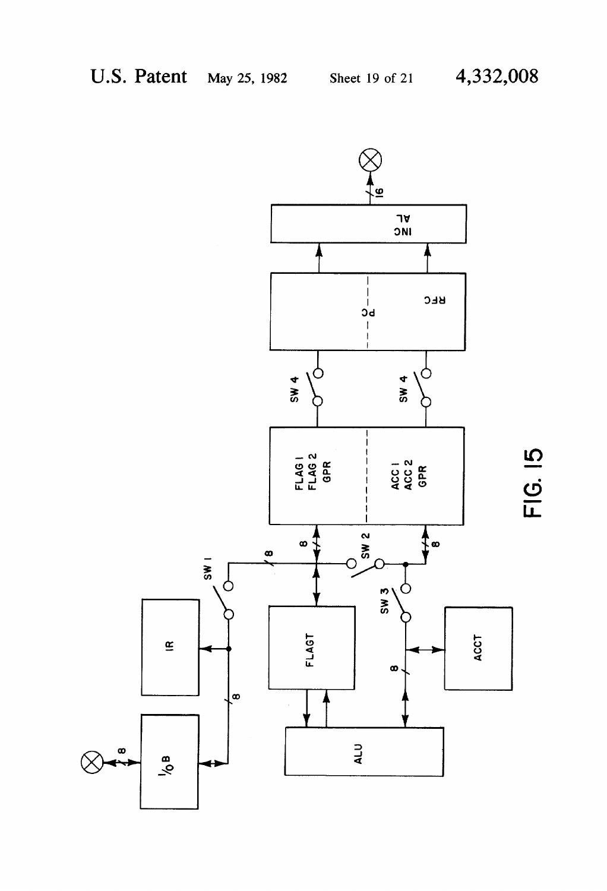U.S. Patent May 25, 1982 Sheet 19 of 21 4,332,008

I/O B

IR

SW 1

8

FLAGT

ALU

SW 2

SW 3

ACCT

8

FLAG 1
FLAG 2
GPR

ACC 1
ACC 2
GPR

SW 4

SW 4

PC

RFC

INC
AL

16

FIG. 15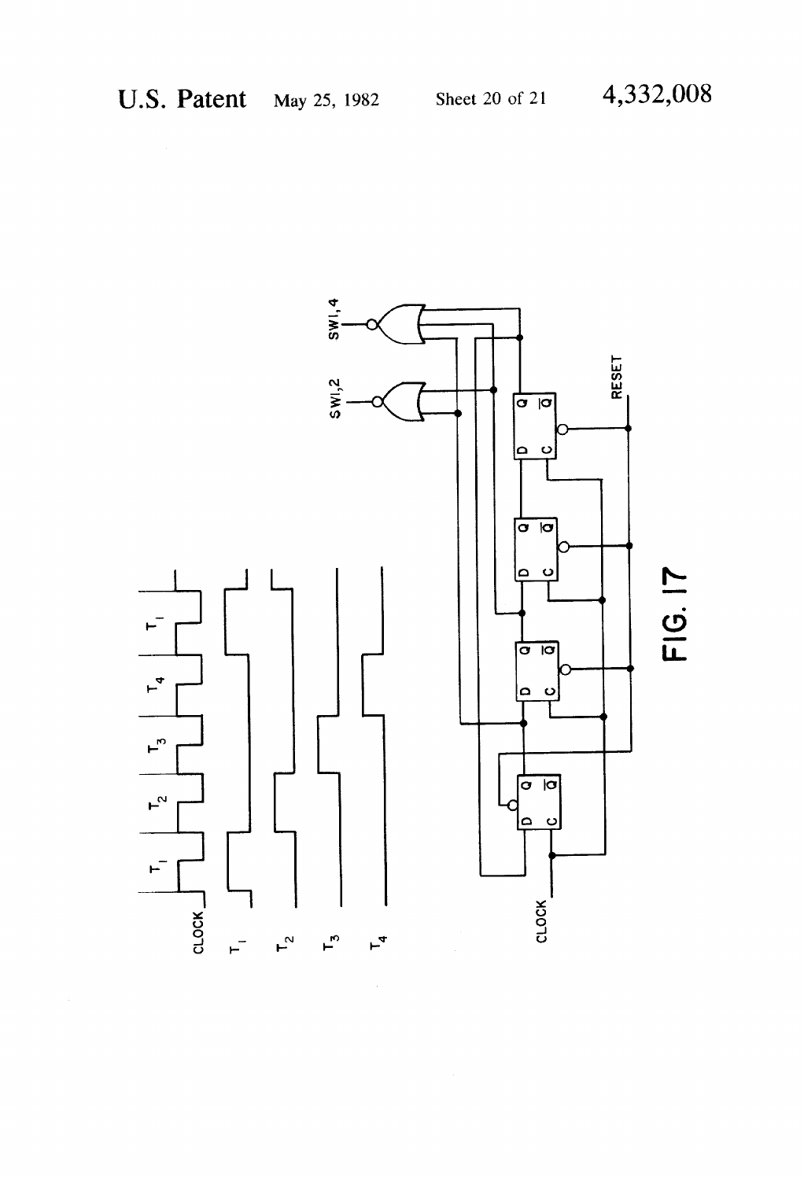CLOCK

$T_1$

$T_2$

$T_3$

$T_4$

$T_1$ $T_2$ $T_3$ $T_4$ $T_1$

SWI,2

SWI,4

RESET

CLOCK

FIG. 17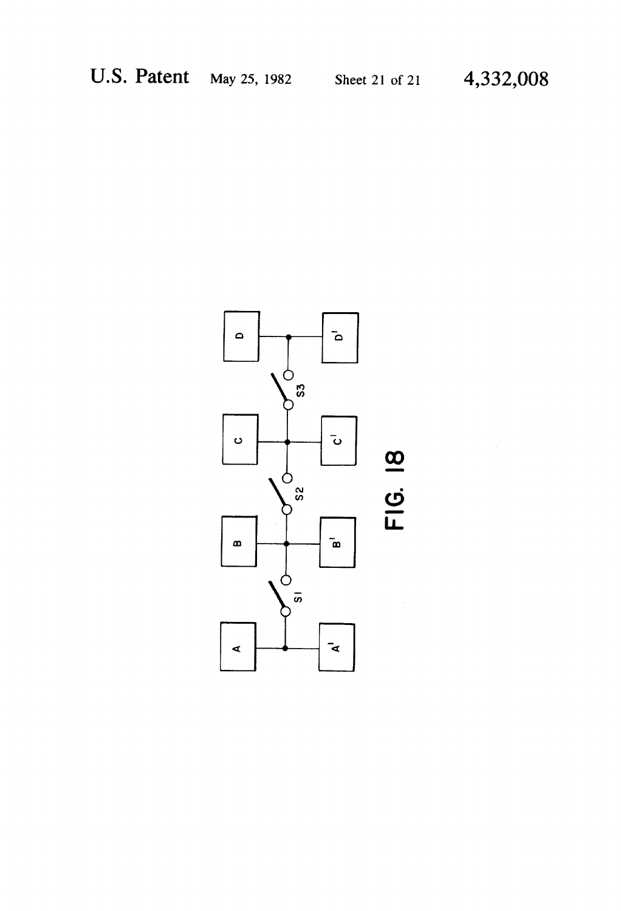A A' S1 B B' S2 C C' S3 D D'

FIG. 18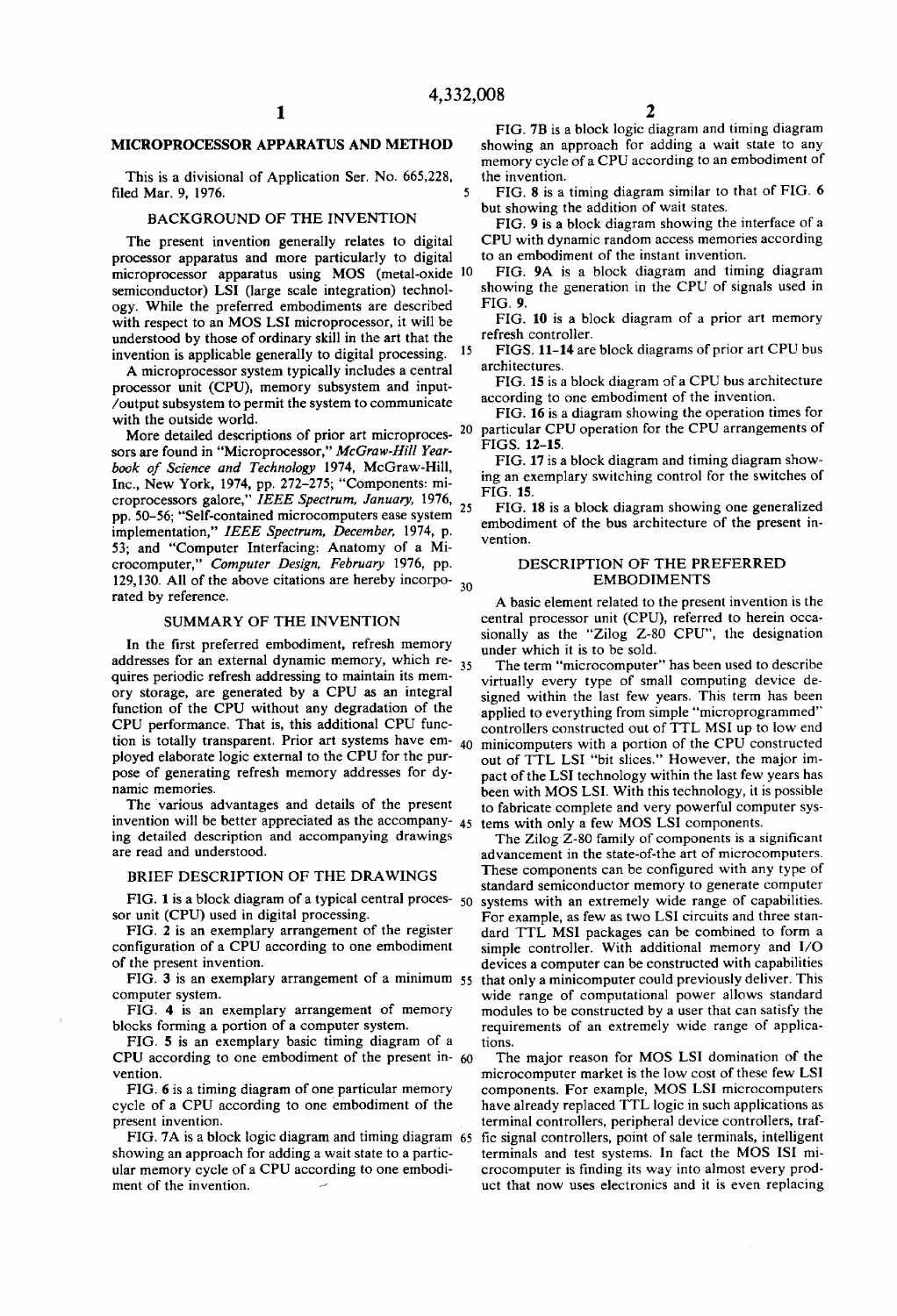# MICROPROCESSOR APPARATUS AND METHOD

This is a divisional of Application Ser. No. 665,228, filed Mar. 9, 1976.

## BACKGROUND OF THE INVENTION

The present invention generally relates to digital processor apparatus and more particularly to digital microprocessor apparatus using MOS (metal-oxide semiconductor) LSI (large scale integration) technology. While the preferred embodiments are described with respect to an MOS LSI microprocessor, it will be understood by those of ordinary skill in the art that the invention is applicable generally to digital processing.

A microprocessor system typically includes a central processor unit (CPU), memory subsystem and input-/output subsystem to permit the system to communicate with the outside world.

More detailed descriptions of prior art microprocessors are found in "Microprocessor," *McGraw-Hill Yearbook of Science and Technology* 1974, McGraw-Hill, Inc., New York, 1974, pp. 272–275; "Components: microprocessors galore," *IEEE Spectrum, January,* 1976, pp. 50–56; "Self-contained microcomputers ease system implementation," *IEEE Spectrum, December,* 1974, p. 53; and "Computer Interfacing: Anatomy of a Microcomputer," *Computer Design, February* 1976, pp. 129,130. All of the above citations are hereby incorporated by reference.

## SUMMARY OF THE INVENTION

In the first preferred embodiment, refresh memory addresses for an external dynamic memory, which requires periodic refresh addressing to maintain its memory storage, are generated by a CPU as an integral function of the CPU without any degradation of the CPU performance. That is, this additional CPU function is totally transparent. Prior art systems have employed elaborate logic external to the CPU for the purpose of generating refresh memory addresses for dynamic memories.

The various advantages and details of the present invention will be better appreciated as the accompanying detailed description and accompanying drawings are read and understood.

## BRIEF DESCRIPTION OF THE DRAWINGS

FIG. 1 is a block diagram of a typical central processor unit (CPU) used in digital processing.

FIG. 2 is an exemplary arrangement of the register configuration of a CPU according to one embodiment of the present invention.

FIG. 3 is an exemplary arrangement of a minimum computer system.

FIG. 4 is an exemplary arrangement of memory blocks forming a portion of a computer system.

FIG. 5 is an exemplary basic timing diagram of a CPU according to one embodiment of the present invention.

FIG. 6 is a timing diagram of one particular memory cycle of a CPU according to one embodiment of the present invention.

FIG. 7A is a block logic diagram and timing diagram showing an approach for adding a wait state to a particular memory cycle of a CPU according to one embodiment of the invention.

FIG. 7B is a block logic diagram and timing diagram showing an approach for adding a wait state to any memory cycle of a CPU according to an embodiment of the invention.

FIG. 8 is a timing diagram similar to that of FIG. 6 but showing the addition of wait states.

FIG. 9 is a block diagram showing the interface of a CPU with dynamic random access memories according to an embodiment of the instant invention.

FIG. 9A is a block diagram and timing diagram showing the generation in the CPU of signals used in FIG. 9.

FIG. 10 is a block diagram of a prior art memory refresh controller.

FIGS. 11–14 are block diagrams of prior art CPU bus architectures.

FIG. 15 is a block diagram of a CPU bus architecture according to one embodiment of the invention.

FIG. 16 is a diagram showing the operation times for particular CPU operation for the CPU arrangements of FIGS. 12–15.

FIG. 17 is a block diagram and timing diagram showing an exemplary switching control for the switches of FIG. 15.

FIG. 18 is a block diagram showing one generalized embodiment of the bus architecture of the present invention.

## DESCRIPTION OF THE PREFERRED EMBODIMENTS

A basic element related to the present invention is the central processor unit (CPU), referred to herein occasionally as the "Zilog Z-80 CPU", the designation under which it is to be sold.

The term "microcomputer" has been used to describe virtually every type of small computing device designed within the last few years. This term has been applied to everything from simple "microprogrammed" controllers constructed out of TTL MSI up to low end minicomputers with a portion of the CPU constructed out of TTL LSI "bit slices." However, the major impact of the LSI technology within the last few years has been with MOS LSI. With this technology, it is possible to fabricate complete and very powerful computer systems with only a few MOS LSI components.

The Zilog Z-80 family of components is a significant advancement in the state-of-the art of microcomputers. These components can be configured with any type of standard semiconductor memory to generate computer systems with an extremely wide range of capabilities. For example, as few as two LSI circuits and three standard TTL MSI packages can be combined to form a simple controller. With additional memory and I/O devices a computer can be constructed with capabilities that only a minicomputer could previously deliver. This wide range of computational power allows standard modules to be constructed by a user that can satisfy the requirements of an extremely wide range of applications.

The major reason for MOS LSI domination of the microcomputer market is the low cost of these few LSI components. For example, MOS LSI microcomputers have already replaced TTL logic in such applications as terminal controllers, peripheral device controllers, traffic signal controllers, point of sale terminals, intelligent terminals and test systems. In fact the MOS ISI microcomputer is finding its way into almost every product that now uses electronics and it is even replacing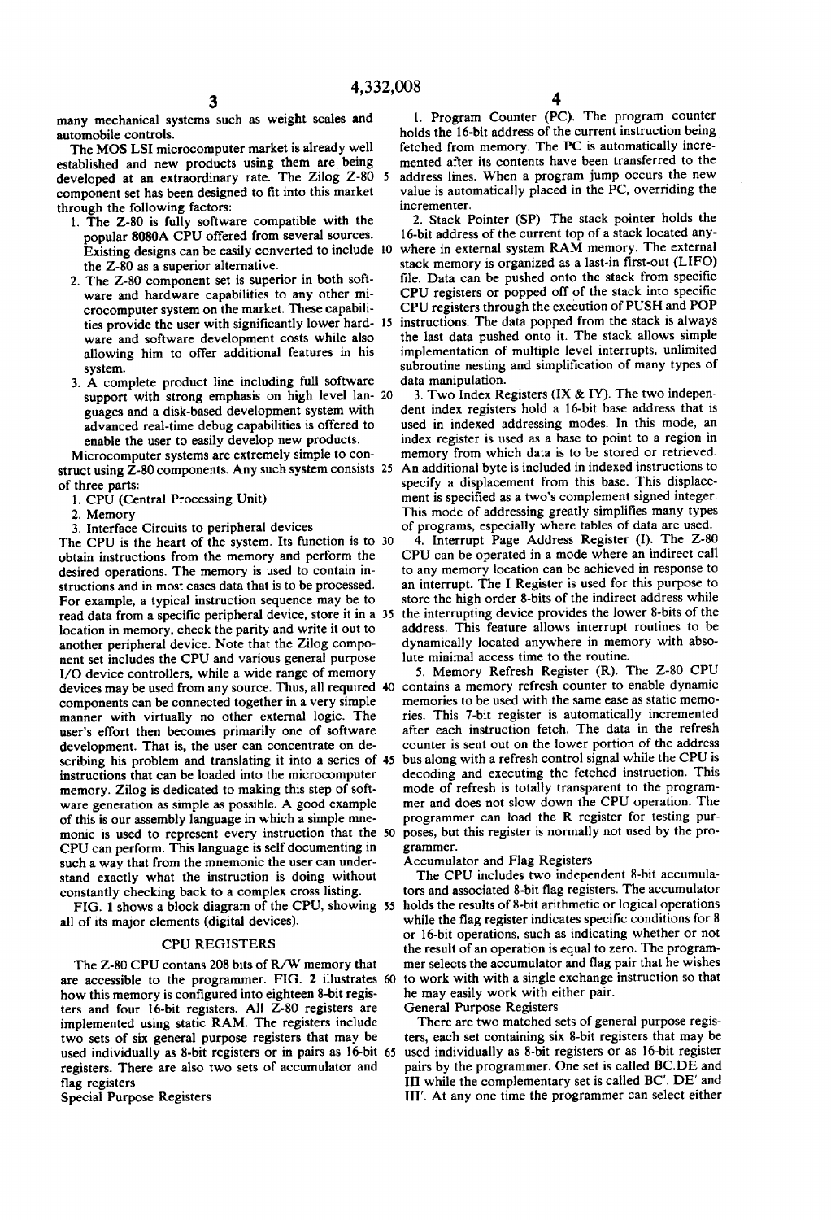many mechanical systems such as weight scales and automobile controls.

The MOS LSI microcomputer market is already well established and new products using them are being developed at an extraordinary rate. The Zilog Z-80 component set has been designed to fit into this market through the following factors:

1. The Z-80 is fully software compatible with the popular 8080A CPU offered from several sources. Existing designs can be easily converted to include the Z-80 as a superior alternative.
2. The Z-80 component set is superior in both software and hardware capabilities to any other microcomputer system on the market. These capabilities provide the user with significantly lower hardware and software development costs while also allowing him to offer additional features in his system.
3. A complete product line including full software support with strong emphasis on high level languages and a disk-based development system with advanced real-time debug capabilities is offered to enable the user to easily develop new products.

Microcomputer systems are extremely simple to construct using Z-80 components. Any such system consists of three parts:

1. CPU (Central Processing Unit)
2. Memory
3. Interface Circuits to peripheral devices

The CPU is the heart of the system. Its function is to obtain instructions from the memory and perform the desired operations. The memory is used to contain instructions and in most cases data that is to be processed. For example, a typical instruction sequence may be to read data from a specific peripheral device, store it in a location in memory, check the parity and write it out to another peripheral device. Note that the Zilog component set includes the CPU and various general purpose I/O device controllers, while a wide range of memory devices may be used from any source. Thus, all required components can be connected together in a very simple manner with virtually no other external logic. The user's effort then becomes primarily one of software development. That is, the user can concentrate on describing his problem and translating it into a series of instructions that can be loaded into the microcomputer memory. Zilog is dedicated to making this step of software generation as simple as possible. A good example of this is our assembly language in which a simple mnemonic is used to represent every instruction that the CPU can perform. This language is self documenting in such a way that from the mnemonic the user can understand exactly what the instruction is doing without constantly checking back to a complex cross listing.

FIG. 1 shows a block diagram of the CPU, showing all of its major elements (digital devices).

## CPU REGISTERS

The Z-80 CPU contans 208 bits of R/W memory that are accessible to the programmer. FIG. 2 illustrates how this memory is configured into eighteen 8-bit registers and four 16-bit registers. All Z-80 registers are implemented using static RAM. The registers include two sets of six general purpose registers that may be used individually as 8-bit registers or in pairs as 16-bit registers. There are also two sets of accumulator and flag registers

### Special Purpose Registers

1. Program Counter (PC). The program counter holds the 16-bit address of the current instruction being fetched from memory. The PC is automatically incremented after its contents have been transferred to the address lines. When a program jump occurs the new value is automatically placed in the PC, overriding the incrementer.

2. Stack Pointer (SP). The stack pointer holds the 16-bit address of the current top of a stack located anywhere in external system RAM memory. The external stack memory is organized as a last-in first-out (LIFO) file. Data can be pushed onto the stack from specific CPU registers or popped off of the stack into specific CPU registers through the execution of PUSH and POP instructions. The data popped from the stack is always the last data pushed onto it. The stack allows simple implementation of multiple level interrupts, unlimited subroutine nesting and simplification of many types of data manipulation.

3. Two Index Registers (IX & IY). The two independent index registers hold a 16-bit base address that is used in indexed addressing modes. In this mode, an index register is used as a base to point to a region in memory from which data is to be stored or retrieved. An additional byte is included in indexed instructions to specify a displacement from this base. This displacement is specified as a two's complement signed integer. This mode of addressing greatly simplifies many types of programs, especially where tables of data are used.

4. Interrupt Page Address Register (I). The Z-80 CPU can be operated in a mode where an indirect call to any memory location can be achieved in response to an interrupt. The I Register is used for this purpose to store the high order 8-bits of the indirect address while the interrupting device provides the lower 8-bits of the address. This feature allows interrupt routines to be dynamically located anywhere in memory with absolute minimal access time to the routine.

5. Memory Refresh Register (R). The Z-80 CPU contains a memory refresh counter to enable dynamic memories to be used with the same ease as static memories. This 7-bit register is automatically incremented after each instruction fetch. The data in the refresh counter is sent out on the lower portion of the address bus along with a refresh control signal while the CPU is decoding and executing the fetched instruction. This mode of refresh is totally transparent to the programmer and does not slow down the CPU operation. The programmer can load the R register for testing purposes, but this register is normally not used by the programmer.

### Accumulator and Flag Registers

The CPU includes two independent 8-bit accumulators and associated 8-bit flag registers. The accumulator holds the results of 8-bit arithmetic or logical operations while the flag register indicates specific conditions for 8 or 16-bit operations, such as indicating whether or not the result of an operation is equal to zero. The programmer selects the accumulator and flag pair that he wishes to work with with a single exchange instruction so that he may easily work with either pair.

### General Purpose Registers

There are two matched sets of general purpose registers, each set containing six 8-bit registers that may be used individually as 8-bit registers or as 16-bit register pairs by the programmer. One set is called BC,DE and III while the complementary set is called BC'. DE' and III'. At any one time the programmer can select either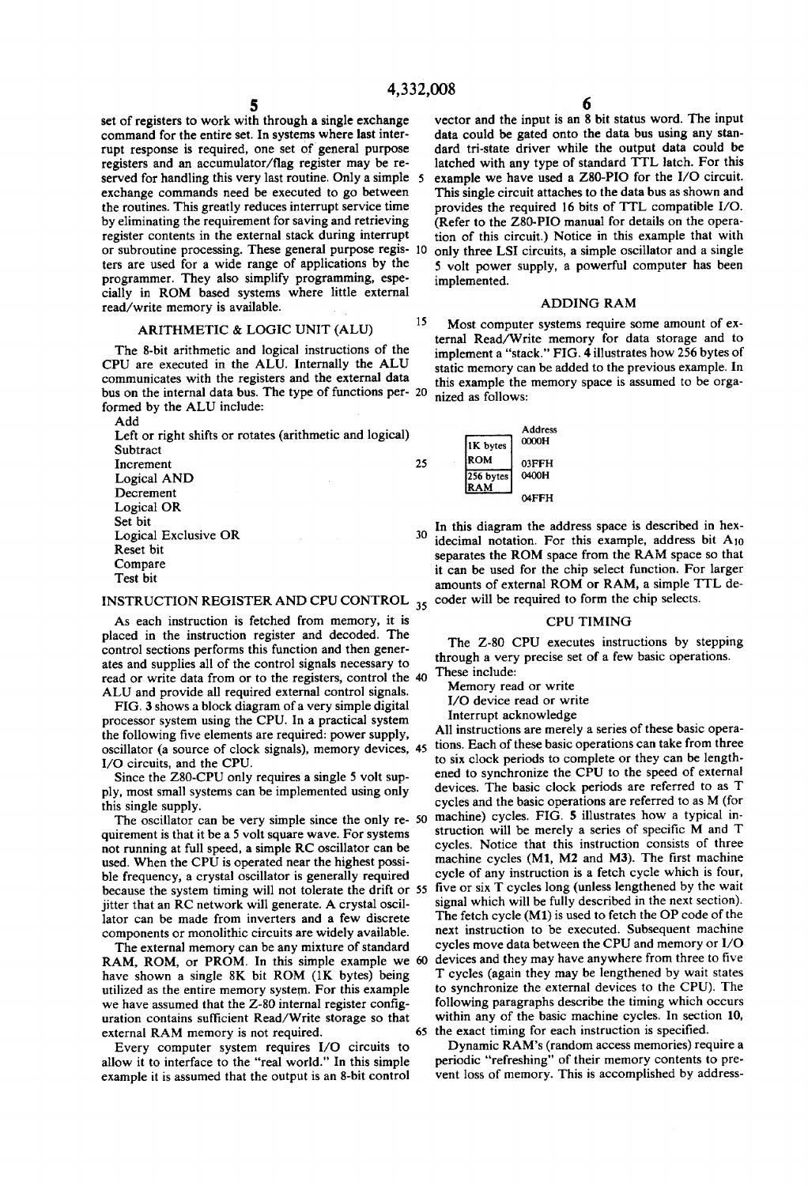set of registers to work with through a single exchange command for the entire set. In systems where last interrupt response is required, one set of general purpose registers and an accumulator/flag register may be reserved for handling this very last routine. Only a simple exchange commands need be executed to go between the routines. This greatly reduces interrupt service time by eliminating the requirement for saving and retrieving register contents in the external stack during interrupt or subroutine processing. These general purpose registers are used for a wide range of applications by the programmer. They also simplify programming, especially in ROM based systems where little external read/write memory is available.

## ARITHMETIC & LOGIC UNIT (ALU)

The 8-bit arithmetic and logical instructions of the CPU are executed in the ALU. Internally the ALU communicates with the registers and the external data bus on the internal data bus. The type of functions performed by the ALU include:

- Add
- Left or right shifts or rotates (arithmetic and logical)
- Subtract
- Increment
- Logical AND
- Decrement
- Logical OR
- Set bit
- Logical Exclusive OR
- Reset bit
- Compare
- Test bit

## INSTRUCTION REGISTER AND CPU CONTROL

As each instruction is fetched from memory, it is placed in the instruction register and decoded. The control sections performs this function and then generates and supplies all of the control signals necessary to read or write data from or to the registers, control the ALU and provide all required external control signals.

FIG. 3 shows a block diagram of a very simple digital processor system using the CPU. In a practical system the following five elements are required: power supply, oscillator (a source of clock signals), memory devices, I/O circuits, and the CPU.

Since the Z80-CPU only requires a single 5 volt supply, most small systems can be implemented using only this single supply.

The oscillator can be very simple since the only requirement is that it be a 5 volt square wave. For systems not running at full speed, a simple RC oscillator can be used. When the CPU is operated near the highest possible frequency, a crystal oscillator is generally required because the system timing will not tolerate the drift or jitter that an RC network will generate. A crystal oscillator can be made from inverters and a few discrete components or monolithic circuits are widely available.

The external memory can be any mixture of standard RAM, ROM, or PROM. In this simple example we have shown a single 8K bit ROM (1K bytes) being utilized as the entire memory system. For this example we have assumed that the Z-80 internal register configuration contains sufficient Read/Write storage so that external RAM memory is not required.

Every computer system requires I/O circuits to allow it to interface to the "real world." In this simple example it is assumed that the output is an 8-bit control vector and the input is an 8 bit status word. The input data could be gated onto the data bus using any standard tri-state driver while the output data could be latched with any type of standard TTL latch. For this example we have used a Z80-PIO for the I/O circuit. This single circuit attaches to the data bus as shown and provides the required 16 bits of TTL compatible I/O. (Refer to the Z80-PIO manual for details on the operation of this circuit.) Notice in this example that with only three LSI circuits, a simple oscillator and a single 5 volt power supply, a powerful computer has been implemented.

## ADDING RAM

Most computer systems require some amount of external Read/Write memory for data storage and to implement a "stack." FIG. 4 illustrates how 256 bytes of static memory can be added to the previous example. In this example the memory space is assumed to be organized as follows:

| Memory | Address |
|---|---|
| 1K bytes ROM | 0000H – 03FFH |
| 256 bytes RAM | 0400H – 04FFH |

In this diagram the address space is described in hexidecimal notation. For this example, address bit $A_{10}$ separates the ROM space from the RAM space so that it can be used for the chip select function. For larger amounts of external ROM or RAM, a simple TTL decoder will be required to form the chip selects.

## CPU TIMING

The Z-80 CPU executes instructions by stepping through a very precise set of a few basic operations. These include:

- Memory read or write
- I/O device read or write
- Interrupt acknowledge

All instructions are merely a series of these basic operations. Each of these basic operations can take from three to six clock periods to complete or they can be lengthened to synchronize the CPU to the speed of external devices. The basic clock periods are referred to as T cycles and the basic operations are referred to as M (for machine) cycles. FIG. 5 illustrates how a typical instruction will be merely a series of specific M and T cycles. Notice that this instruction consists of three machine cycles (M1, M2 and M3). The first machine cycle of any instruction is a fetch cycle which is four, five or six T cycles long (unless lengthened by the wait signal which will be fully described in the next section). The fetch cycle (M1) is used to fetch the OP code of the next instruction to be executed. Subsequent machine cycles move data between the CPU and memory or I/O devices and they may have anywhere from three to five T cycles (again they may be lengthened by wait states to synchronize the external devices to the CPU). The following paragraphs describe the timing which occurs within any of the basic machine cycles. In section 10, the exact timing for each instruction is specified.

Dynamic RAM's (random access memories) require a periodic "refreshing" of their memory contents to prevent loss of memory. This is accomplished by address-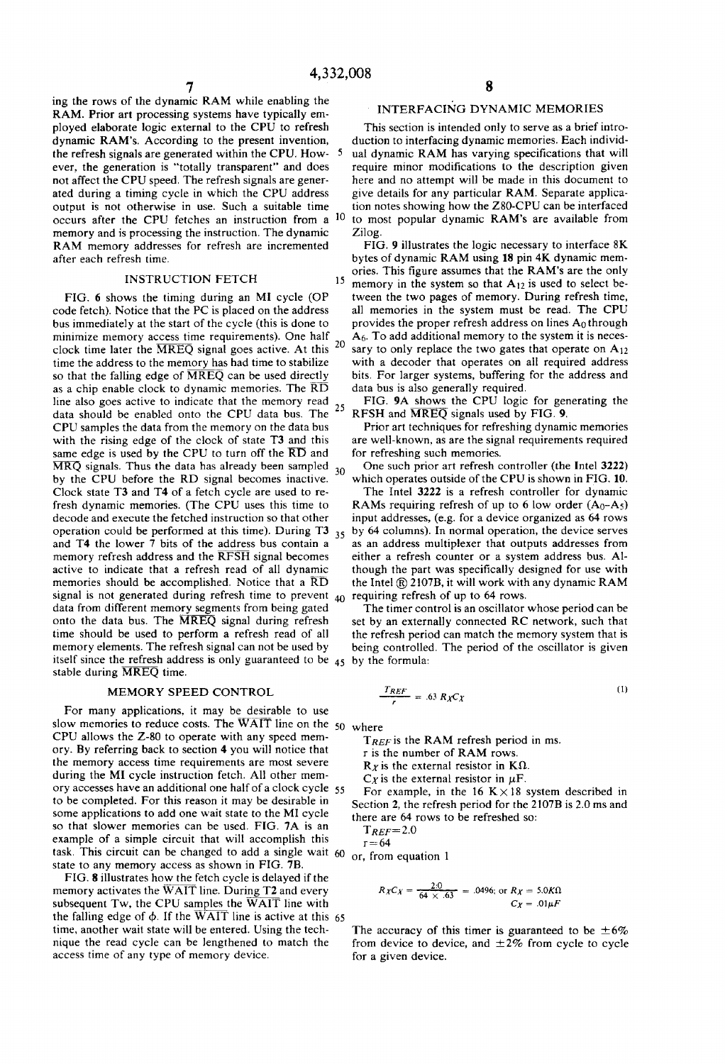ing the rows of the dynamic RAM while enabling the RAM. Prior art processing systems have typically employed elaborate logic external to the CPU to refresh dynamic RAM's. According to the present invention, the refresh signals are generated within the CPU. However, the generation is "totally transparent" and does not affect the CPU speed. The refresh signals are generated during a timing cycle in which the CPU address output is not otherwise in use. Such a suitable time occurs after the CPU fetches an instruction from a memory and is processing the instruction. The dynamic RAM memory addresses for refresh are incremented after each refresh time.

## INSTRUCTION FETCH

FIG. 6 shows the timing during an MI cycle (OP code fetch). Notice that the PC is placed on the address bus immediately at the start of the cycle (this is done to minimize memory access time requirements). One half clock time later the $\overline{MREQ}$ signal goes active. At this time the address to the memory has had time to stabilize so that the falling edge of $\overline{MREQ}$ can be used directly as a chip enable clock to dynamic memories. The $\overline{RD}$ line also goes active to indicate that the memory read data should be enabled onto the CPU data bus. The CPU samples the data from the memory on the data bus with the rising edge of the clock of state T3 and this same edge is used by the CPU to turn off the $\overline{RD}$ and $\overline{MRQ}$ signals. Thus the data has already been sampled by the CPU before the RD signal becomes inactive. Clock state T3 and T4 of a fetch cycle are used to refresh dynamic memories. (The CPU uses this time to decode and execute the fetched instruction so that other operation could be performed at this time). During T3 and T4 the lower 7 bits of the address bus contain a memory refresh address and the $\overline{RFSH}$ signal becomes active to indicate that a refresh read of all dynamic memories should be accomplished. Notice that a $\overline{RD}$ signal is not generated during refresh time to prevent data from different memory segments from being gated onto the data bus. The $\overline{MREQ}$ signal during refresh time should be used to perform a refresh read of all memory elements. The refresh signal can not be used by itself since the refresh address is only guaranteed to be stable during $\overline{MREQ}$ time.

## MEMORY SPEED CONTROL

For many applications, it may be desirable to use slow memories to reduce costs. The $\overline{WAIT}$ line on the CPU allows the Z-80 to operate with any speed memory. By referring back to section 4 you will notice that the memory access time requirements are most severe during the MI cycle instruction fetch. All other memory accesses have an additional one half of a clock cycle to be completed. For this reason it may be desirable in some applications to add one wait state to the MI cycle so that slower memories can be used. FIG. 7A is an example of a simple circuit that will accomplish this task. This circuit can be changed to add a single wait state to any memory access as shown in FIG. 7B.

FIG. 8 illustrates how the fetch cycle is delayed if the memory activates the $\overline{WAIT}$ line. During T2 and every subsequent Tw, the CPU samples the $\overline{WAIT}$ line with the falling edge of $\phi$. If the $\overline{WAIT}$ line is active at this time, another wait state will be entered. Using the technique the read cycle can be lengthened to match the access time of any type of memory device.

## INTERFACING DYNAMIC MEMORIES

This section is intended only to serve as a brief introduction to interfacing dynamic memories. Each individual dynamic RAM has varying specifications that will require minor modifications to the description given here and no attempt will be made in this document to give details for any particular RAM. Separate application notes showing how the Z80-CPU can be interfaced to most popular dynamic RAM's are available from Zilog.

FIG. 9 illustrates the logic necessary to interface 8K bytes of dynamic RAM using 18 pin 4K dynamic memories. This figure assumes that the RAM's are the only memory in the system so that $A_{12}$ is used to select between the two pages of memory. During refresh time, all memories in the system must be read. The CPU provides the proper refresh address on lines $A_0$ through $A_6$. To add additional memory to the system it is necessary to only replace the two gates that operate on $A_{12}$ with a decoder that operates on all required address bits. For larger systems, buffering for the address and data bus is also generally required.

FIG. 9A shows the CPU logic for generating the RFSH and $\overline{MREQ}$ signals used by FIG. 9.

Prior art techniques for refreshing dynamic memories are well-known, as are the signal requirements required for refreshing such memories.

One such prior art refresh controller (the Intel 3222) which operates outside of the CPU is shown in FIG. 10.

The Intel 3222 is a refresh controller for dynamic RAMs requiring refresh of up to 6 low order ($A_0$-$A_5$) input addresses, (e.g. for a device organized as 64 rows by 64 columns). In normal operation, the device serves as an address multiplexer that outputs addresses from either a refresh counter or a system address bus. Although the part was specifically designed for use with the Intel ® 2107B, it will work with any dynamic RAM requiring refresh of up to 64 rows.

The timer control is an oscillator whose period can be set by an externally connected RC network, such that the refresh period can match the memory system that is being controlled. The period of the oscillator is given by the formula:

$$\frac{T_{REF}}{r} = .63\ R_X C_X \tag{1}$$

where

$T_{REF}$ is the RAM refresh period in ms.

r is the number of RAM rows.

$R_X$ is the external resistor in KΩ.

$C_X$ is the external resistor in μF.

For example, in the 16 K×18 system described in Section 2, the refresh period for the 2107B is 2.0 ms and there are 64 rows to be refreshed so:

$T_{REF}=2.0$

$r=64$

or, from equation 1

$$R_X C_X = \frac{2.0}{64 \times .63} = .0496; \text{ or } R_X = 5.0K\Omega \quad C_X = .01\mu F$$

The accuracy of this timer is guaranteed to be ±6% from device to device, and ±2% from cycle to cycle for a given device.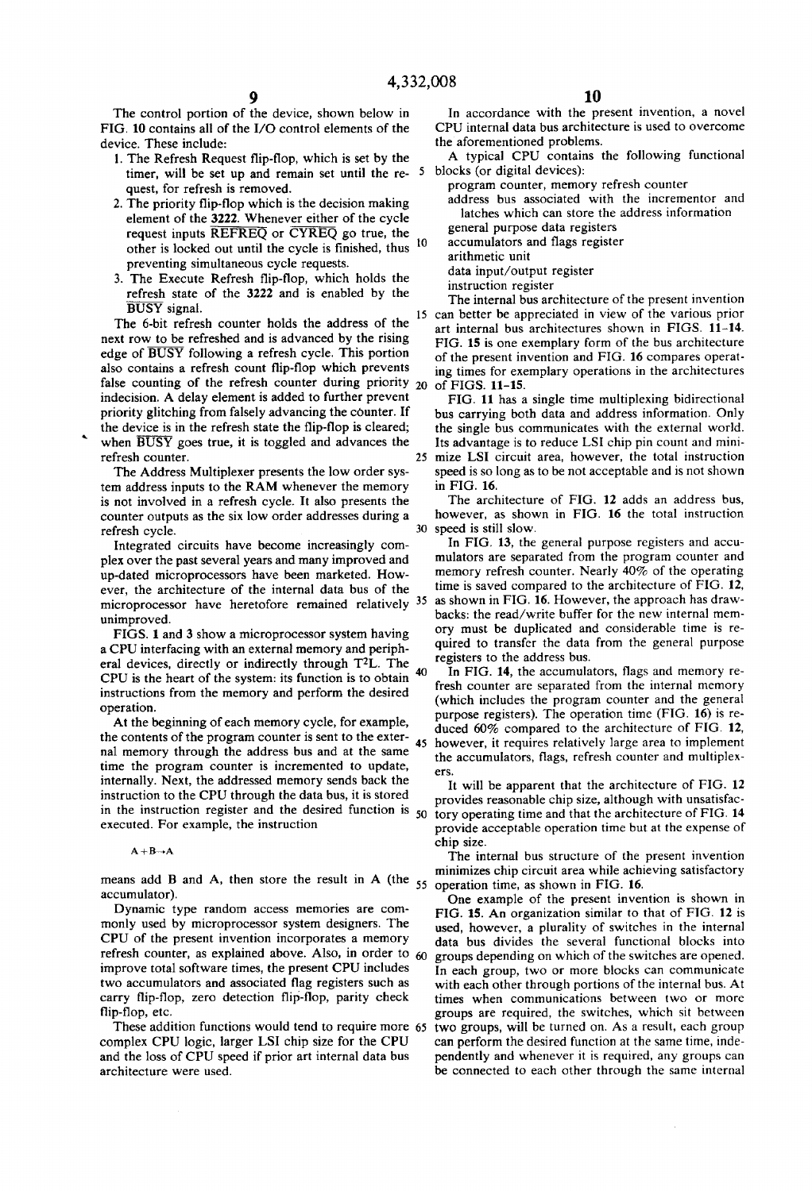The control portion of the device, shown below in FIG. 10 contains all of the I/O control elements of the device. These include:

1. The Refresh Request flip-flop, which is set by the timer, will be set up and remain set until the request, for refresh is removed.
2. The priority flip-flop which is the decision making element of the 3222. Whenever either of the cycle request inputs $\overline{REFREQ}$ or $\overline{CYREQ}$ go true, the other is locked out until the cycle is finished, thus preventing simultaneous cycle requests.
3. The Execute Refresh flip-flop, which holds the refresh state of the 3222 and is enabled by the $\overline{BUSY}$ signal.

The 6-bit refresh counter holds the address of the next row to be refreshed and is advanced by the rising edge of $\overline{BUSY}$ following a refresh cycle. This portion also contains a refresh count flip-flop which prevents false counting of the refresh counter during priority indecision. A delay element is added to further prevent priority glitching from falsely advancing the counter. If the device is in the refresh state the flip-flop is cleared; when $\overline{BUSY}$ goes true, it is toggled and advances the refresh counter.

The Address Multiplexer presents the low order system address inputs to the RAM whenever the memory is not involved in a refresh cycle. It also presents the counter outputs as the six low order addresses during a refresh cycle.

Integrated circuits have become increasingly complex over the past several years and many improved and up-dated microprocessors have been marketed. However, the architecture of the internal data bus of the microprocessor have heretofore remained relatively unimproved.

FIGS. 1 and 3 show a microprocessor system having a CPU interfacing with an external memory and peripheral devices, directly or indirectly through $T^2L$. The CPU is the heart of the system: its function is to obtain instructions from the memory and perform the desired operation.

At the beginning of each memory cycle, for example, the contents of the program counter is sent to the external memory through the address bus and at the same time the program counter is incremented to update, internally. Next, the addressed memory sends back the instruction to the CPU through the data bus, it is stored in the instruction register and the desired function is executed. For example, the instruction

$$A+B\rightarrow A$$

means add B and A, then store the result in A (the accumulator).

Dynamic type random access memories are commonly used by microprocessor system designers. The CPU of the present invention incorporates a memory refresh counter, as explained above. Also, in order to improve total software times, the present CPU includes two accumulators and associated flag registers such as carry flip-flop, zero detection flip-flop, parity check flip-flop, etc.

These addition functions would tend to require more complex CPU logic, larger LSI chip size for the CPU and the loss of CPU speed if prior art internal data bus architecture were used.

In accordance with the present invention, a novel CPU internal data bus architecture is used to overcome the aforementioned problems.

A typical CPU contains the following functional blocks (or digital devices):

- program counter, memory refresh counter
- address bus associated with the incrementor and latches which can store the address information
- general purpose data registers
- accumulators and flags register
- arithmetic unit
- data input/output register
- instruction register

The internal bus architecture of the present invention can better be appreciated in view of the various prior art internal bus architectures shown in FIGS. 11–14. FIG. 15 is one exemplary form of the bus architecture of the present invention and FIG. 16 compares operating times for exemplary operations in the architectures of FIGS. 11–15.

FIG. 11 has a single time multiplexing bidirectional bus carrying both data and address information. Only the single bus communicates with the external world. Its advantage is to reduce LSI chip pin count and minimize LSI circuit area, however, the total instruction speed is so long as to be not acceptable and is not shown in FIG. 16.

The architecture of FIG. 12 adds an address bus, however, as shown in FIG. 16 the total instruction speed is still slow.

In FIG. 13, the general purpose registers and accumulators are separated from the program counter and memory refresh counter. Nearly 40% of the operating time is saved compared to the architecture of FIG. 12, as shown in FIG. 16. However, the approach has drawbacks: the read/write buffer for the new internal memory must be duplicated and considerable time is required to transfer the data from the general purpose registers to the address bus.

In FIG. 14, the accumulators, flags and memory refresh counter are separated from the internal memory (which includes the program counter and the general purpose registers). The operation time (FIG. 16) is reduced 60% compared to the architecture of FIG. 12, however, it requires relatively large area to implement the accumulators, flags, refresh counter and multiplexers.

It will be apparent that the architecture of FIG. 12 provides reasonable chip size, although with unsatisfactory operating time and that the architecture of FIG. 14 provide acceptable operation time but at the expense of chip size.

The internal bus structure of the present invention minimizes chip circuit area while achieving satisfactory operation time, as shown in FIG. 16.

One example of the present invention is shown in FIG. 15. An organization similar to that of FIG. 12 is used, however, a plurality of switches in the internal data bus divides the several functional blocks into groups depending on which of the switches are opened. In each group, two or more blocks can communicate with each other through portions of the internal bus. At times when communications between two or more groups are required, the switches, which sit between two groups, will be turned on. As a result, each group can perform the desired function at the same time, independently and whenever it is required, any groups can be connected to each other through the same internal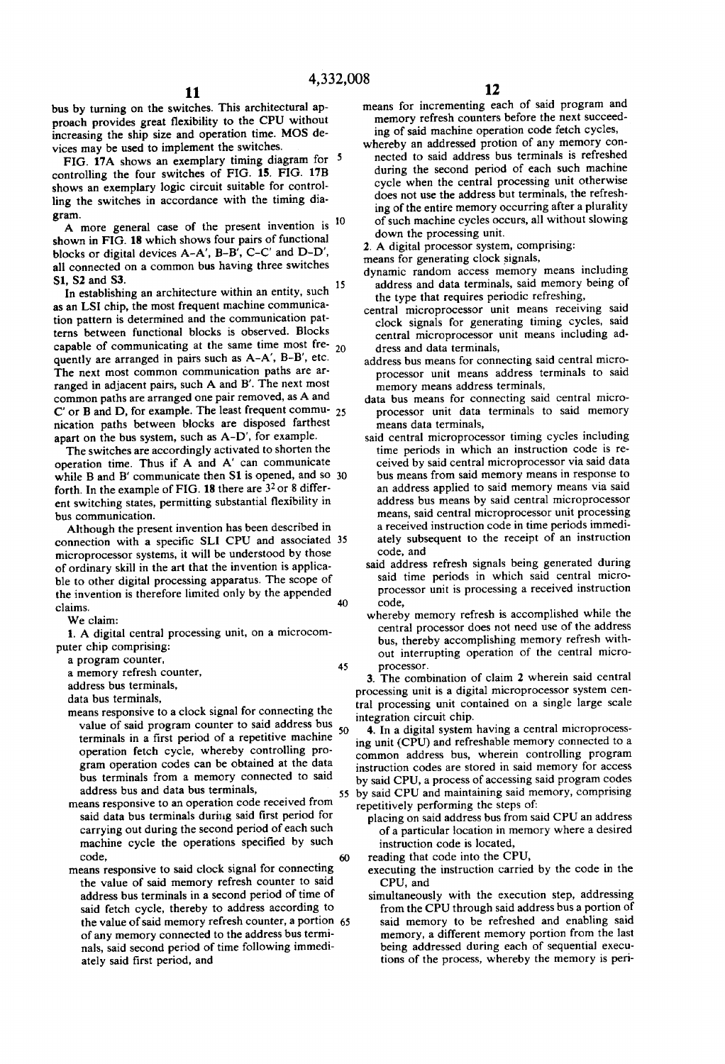bus by turning on the switches. This architectural approach provides great flexibility to the CPU without increasing the ship size and operation time. MOS devices may be used to implement the switches.

FIG. 17A shows an exemplary timing diagram for controlling the four switches of FIG. 15. FIG. 17B shows an exemplary logic circuit suitable for controlling the switches in accordance with the timing diagram.

A more general case of the present invention is shown in FIG. 18 which shows four pairs of functional blocks or digital devices A-A', B-B', C-C' and D-D', all connected on a common bus having three switches S1, S2 and S3.

In establishing an architecture within an entity, such as an LSI chip, the most frequent machine communication pattern is determined and the communication patterns between functional blocks is observed. Blocks capable of communicating at the same time most frequently are arranged in pairs such as A-A', B-B', etc. The next most common communication paths are arranged in adjacent pairs, such A and B'. The next most common paths are arranged one pair removed, as A and C' or B and D, for example. The least frequent communication paths between blocks are disposed farthest apart on the bus system, such as A-D', for example.

The switches are accordingly activated to shorten the operation time. Thus if A and A' can communicate while B and B' communicate then S1 is opened, and so forth. In the example of FIG. 18 there are $3^2$ or 8 different switching states, permitting substantial flexibility in bus communication.

Although the present invention has been described in connection with a specific SLI CPU and associated microprocessor systems, it will be understood by those of ordinary skill in the art that the invention is applicable to other digital processing apparatus. The scope of the invention is therefore limited only by the appended claims.

We claim:

1. A digital central processing unit, on a microcomputer chip comprising:
   - a program counter,
   - a memory refresh counter,
   - address bus terminals,
   - data bus terminals,
   - means responsive to a clock signal for connecting the value of said program counter to said address bus terminals in a first period of a repetitive machine operation fetch cycle, whereby controlling program operation codes can be obtained at the data bus terminals from a memory connected to said address bus and data bus terminals,
   - means responsive to an operation code received from said data bus terminals during said first period for carrying out during the second period of each such machine cycle the operations specified by such code,
   - means responsive to said clock signal for connecting the value of said memory refresh counter to said address bus terminals in a second period of time of said fetch cycle, thereby to address according to the value of said memory refresh counter, a portion of any memory connected to the address bus terminals, said second period of time following immediately said first period, and
   - means for incrementing each of said program and memory refresh counters before the next succeeding of said machine operation code fetch cycles,

   whereby an addressed protion of any memory connected to said address bus terminals is refreshed during the second period of each such machine cycle when the central processing unit otherwise does not use the address but terminals, the refreshing of the entire memory occurring after a plurality of such machine cycles occurs, all without slowing down the processing unit.

2. A digital processor system, comprising:
   - means for generating clock signals,
   - dynamic random access memory means including address and data terminals, said memory being of the type that requires periodic refreshing,
   - central microprocessor unit means receiving said clock signals for generating timing cycles, said central microprocessor unit means including address and data terminals,
   - address bus means for connecting said central microprocessor unit means address terminals to said memory means address terminals,
   - data bus means for connecting said central microprocessor unit data terminals to said memory means data terminals,
   - said central microprocessor timing cycles including time periods in which an instruction code is received by said central microprocessor via said data bus means from said memory means in response to an address applied to said memory means via said address bus means by said central microprocessor means, said central microprocessor unit processing a received instruction code in time periods immediately subsequent to the receipt of an instruction code, and
   - said address refresh signals being generated during said time periods in which said central microprocessor unit is processing a received instruction code,

   whereby memory refresh is accomplished while the central processor does not need use of the address bus, thereby accomplishing memory refresh without interrupting operation of the central microprocessor.

3. The combination of claim 2 wherein said central processing unit is a digital microprocessor system central processing unit contained on a single large scale integration circuit chip.

4. In a digital system having a central microprocessing unit (CPU) and refreshable memory connected to a common address bus, wherein controlling program instruction codes are stored in said memory for access by said CPU, a process of accessing said program codes by said CPU and maintaining said memory, comprising repetitively performing the steps of:
   - placing on said address bus from said CPU an address of a particular location in memory where a desired instruction code is located,
   - reading that code into the CPU,
   - executing the instruction carried by the code in the CPU, and
   - simultaneously with the execution step, addressing from the CPU through said address bus a portion of said memory to be refreshed and enabling said memory, a different memory portion from the last being addressed during each of sequential executions of the process, whereby the memory is peri-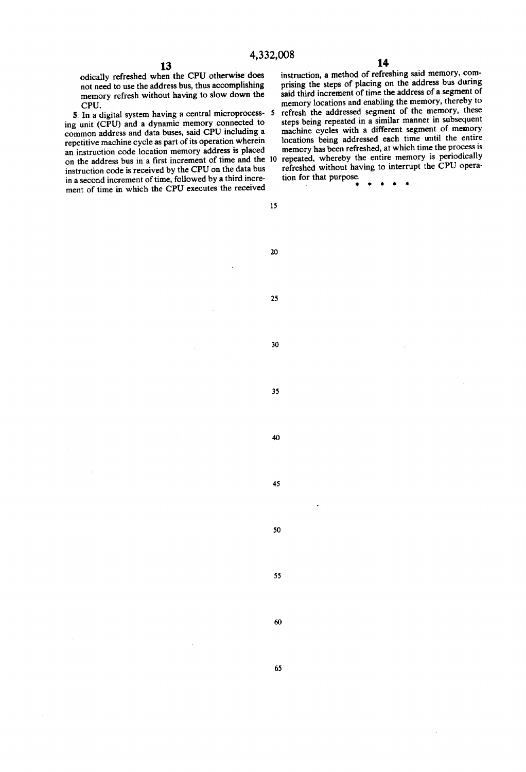odically refreshed when the CPU otherwise does not need to use the address bus, thus accomplishing memory refresh without having to slow down the CPU.

5. In a digital system having a central microprocessing unit (CPU) and a dynamic memory connected to common address and data buses, said CPU including a repetitive machine cycle as part of its operation wherein an instruction code location memory address is placed on the address bus in a first increment of time and the instruction code is received by the CPU on the data bus in a second increment of time, followed by a third increment of time in which the CPU executes the received instruction, a method of refreshing said memory, comprising the steps of placing on the address bus during said third increment of time the address of a segment of memory locations and enabling the memory, thereby to refresh the addressed segment of the memory, these steps being repeated in a similar manner in subsequent machine cycles with a different segment of memory locations being addressed each time until the entire memory has been refreshed, at which time the process is repeated, whereby the entire memory is periodically refreshed without having to interrupt the CPU operation for that purpose.

* * * * *